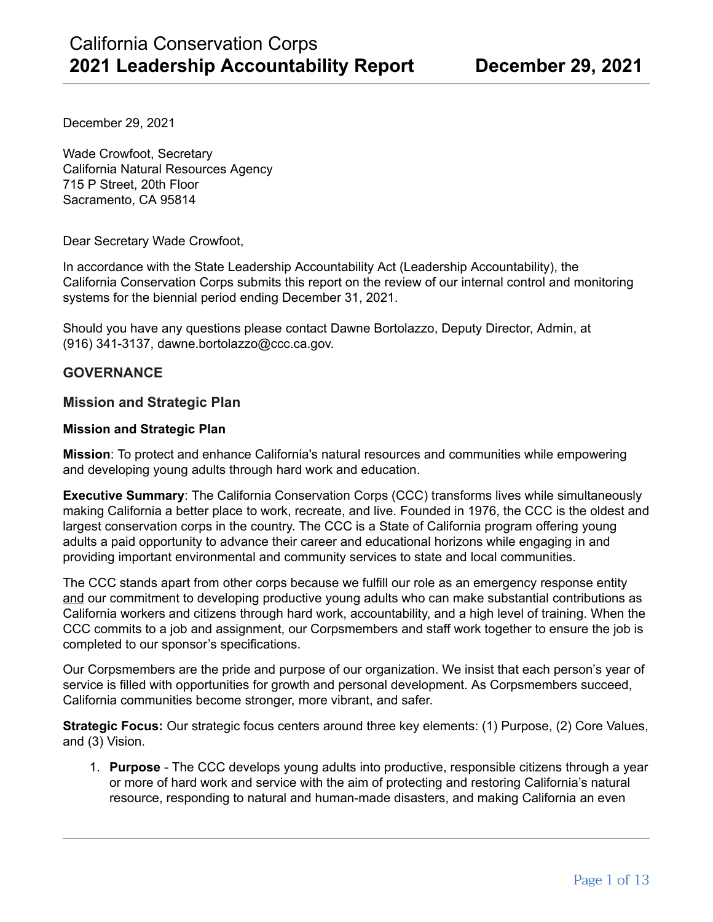December 29, 2021

Wade Crowfoot, Secretary
California Natural Resources Agency
715 P Street, 20th Floor
Sacramento, CA 95814

Dear Secretary Wade Crowfoot,

In accordance with the State Leadership Accountability Act (Leadership Accountability), the California Conservation Corps submits this report on the review of our internal control and monitoring systems for the biennial period ending December 31, 2021.

Should you have any questions please contact Dawne Bortolazzo, Deputy Director, Admin, at (916) 341-3137, dawne.bortolazzo@ccc.ca.gov.

## GOVERNANCE

### Mission and Strategic Plan

#### Mission and Strategic Plan

**Mission**: To protect and enhance California's natural resources and communities while empowering and developing young adults through hard work and education.

**Executive Summary**: The California Conservation Corps (CCC) transforms lives while simultaneously making California a better place to work, recreate, and live. Founded in 1976, the CCC is the oldest and largest conservation corps in the country. The CCC is a State of California program offering young adults a paid opportunity to advance their career and educational horizons while engaging in and providing important environmental and community services to state and local communities.

The CCC stands apart from other corps because we fulfill our role as an emergency response entity <u>and</u> our commitment to developing productive young adults who can make substantial contributions as California workers and citizens through hard work, accountability, and a high level of training. When the CCC commits to a job and assignment, our Corpsmembers and staff work together to ensure the job is completed to our sponsor's specifications.

Our Corpsmembers are the pride and purpose of our organization. We insist that each person's year of service is filled with opportunities for growth and personal development. As Corpsmembers succeed, California communities become stronger, more vibrant, and safer.

**Strategic Focus:** Our strategic focus centers around three key elements: (1) Purpose, (2) Core Values, and (3) Vision.

1. **Purpose** - The CCC develops young adults into productive, responsible citizens through a year or more of hard work and service with the aim of protecting and restoring California's natural resource, responding to natural and human-made disasters, and making California an even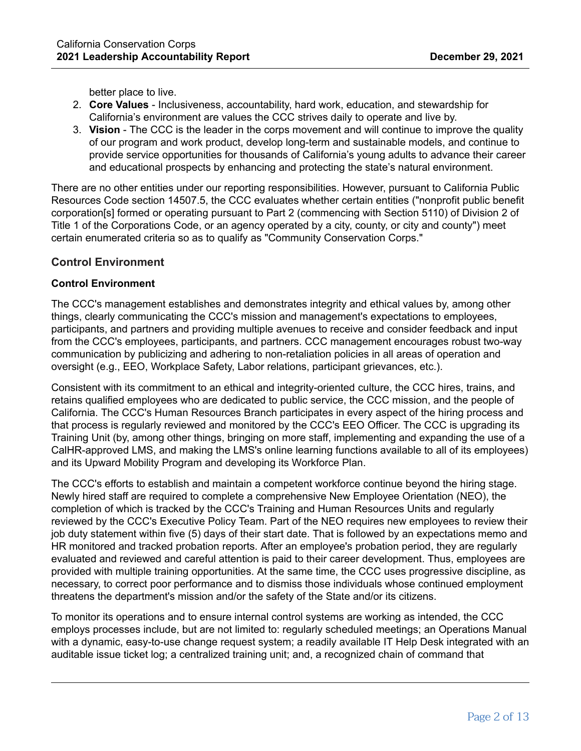better place to live.

2. **Core Values** - Inclusiveness, accountability, hard work, education, and stewardship for California's environment are values the CCC strives daily to operate and live by.
3. **Vision** - The CCC is the leader in the corps movement and will continue to improve the quality of our program and work product, develop long-term and sustainable models, and continue to provide service opportunities for thousands of California's young adults to advance their career and educational prospects by enhancing and protecting the state's natural environment.

There are no other entities under our reporting responsibilities. However, pursuant to California Public Resources Code section 14507.5, the CCC evaluates whether certain entities ("nonprofit public benefit corporation[s] formed or operating pursuant to Part 2 (commencing with Section 5110) of Division 2 of Title 1 of the Corporations Code, or an agency operated by a city, county, or city and county") meet certain enumerated criteria so as to qualify as "Community Conservation Corps."

## Control Environment

### Control Environment

The CCC's management establishes and demonstrates integrity and ethical values by, among other things, clearly communicating the CCC's mission and management's expectations to employees, participants, and partners and providing multiple avenues to receive and consider feedback and input from the CCC's employees, participants, and partners. CCC management encourages robust two-way communication by publicizing and adhering to non-retaliation policies in all areas of operation and oversight (e.g., EEO, Workplace Safety, Labor relations, participant grievances, etc.).

Consistent with its commitment to an ethical and integrity-oriented culture, the CCC hires, trains, and retains qualified employees who are dedicated to public service, the CCC mission, and the people of California. The CCC's Human Resources Branch participates in every aspect of the hiring process and that process is regularly reviewed and monitored by the CCC's EEO Officer. The CCC is upgrading its Training Unit (by, among other things, bringing on more staff, implementing and expanding the use of a CalHR-approved LMS, and making the LMS's online learning functions available to all of its employees) and its Upward Mobility Program and developing its Workforce Plan.

The CCC's efforts to establish and maintain a competent workforce continue beyond the hiring stage. Newly hired staff are required to complete a comprehensive New Employee Orientation (NEO), the completion of which is tracked by the CCC's Training and Human Resources Units and regularly reviewed by the CCC's Executive Policy Team. Part of the NEO requires new employees to review their job duty statement within five (5) days of their start date. That is followed by an expectations memo and HR monitored and tracked probation reports. After an employee's probation period, they are regularly evaluated and reviewed and careful attention is paid to their career development. Thus, employees are provided with multiple training opportunities. At the same time, the CCC uses progressive discipline, as necessary, to correct poor performance and to dismiss those individuals whose continued employment threatens the department's mission and/or the safety of the State and/or its citizens.

To monitor its operations and to ensure internal control systems are working as intended, the CCC employs processes include, but are not limited to: regularly scheduled meetings; an Operations Manual with a dynamic, easy-to-use change request system; a readily available IT Help Desk integrated with an auditable issue ticket log; a centralized training unit; and, a recognized chain of command that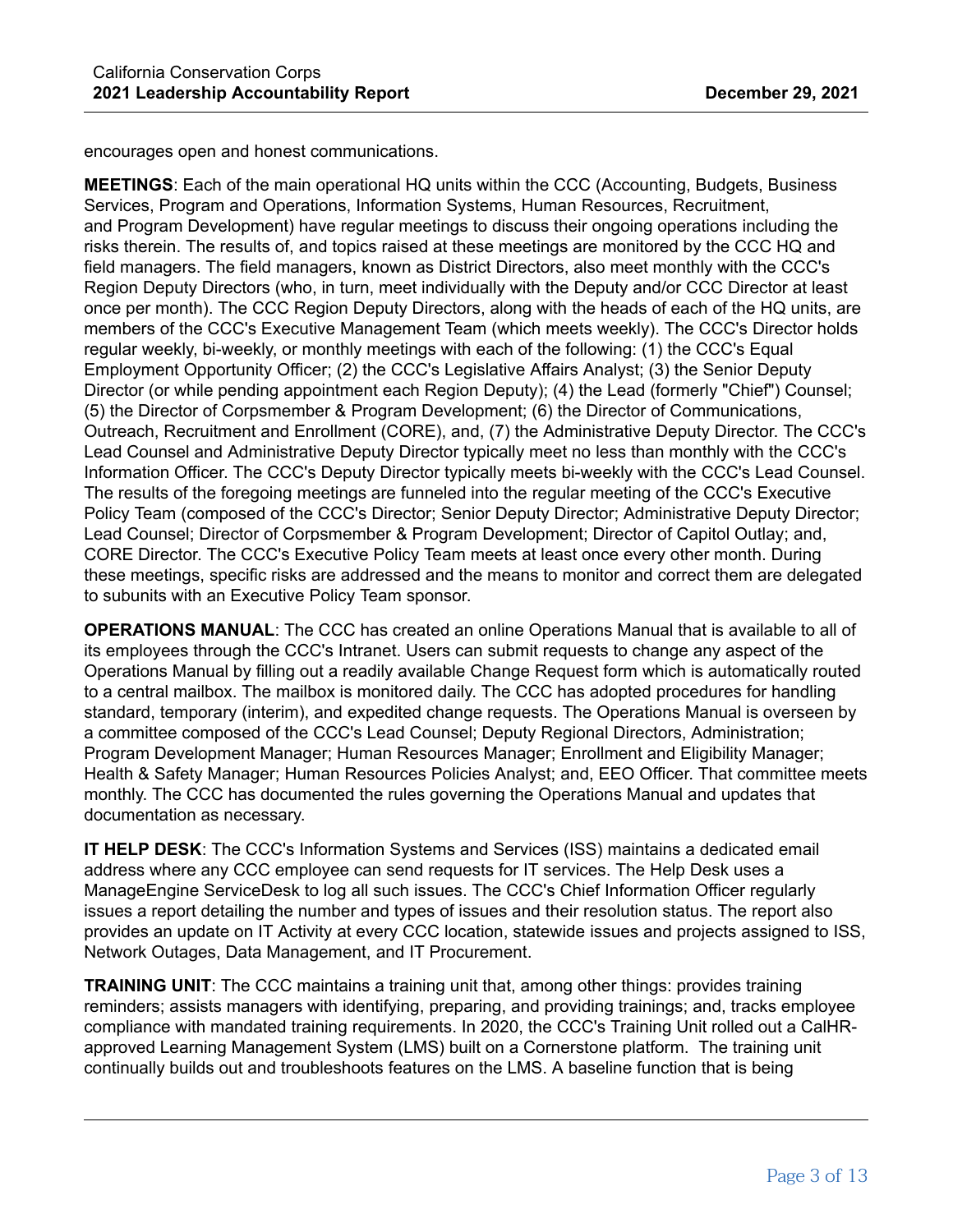encourages open and honest communications.

**MEETINGS**: Each of the main operational HQ units within the CCC (Accounting, Budgets, Business Services, Program and Operations, Information Systems, Human Resources, Recruitment, and Program Development) have regular meetings to discuss their ongoing operations including the risks therein. The results of, and topics raised at these meetings are monitored by the CCC HQ and field managers. The field managers, known as District Directors, also meet monthly with the CCC's Region Deputy Directors (who, in turn, meet individually with the Deputy and/or CCC Director at least once per month). The CCC Region Deputy Directors, along with the heads of each of the HQ units, are members of the CCC's Executive Management Team (which meets weekly). The CCC's Director holds regular weekly, bi-weekly, or monthly meetings with each of the following: (1) the CCC's Equal Employment Opportunity Officer; (2) the CCC's Legislative Affairs Analyst; (3) the Senior Deputy Director (or while pending appointment each Region Deputy); (4) the Lead (formerly "Chief") Counsel; (5) the Director of Corpsmember & Program Development; (6) the Director of Communications, Outreach, Recruitment and Enrollment (CORE), and, (7) the Administrative Deputy Director. The CCC's Lead Counsel and Administrative Deputy Director typically meet no less than monthly with the CCC's Information Officer. The CCC's Deputy Director typically meets bi-weekly with the CCC's Lead Counsel. The results of the foregoing meetings are funneled into the regular meeting of the CCC's Executive Policy Team (composed of the CCC's Director; Senior Deputy Director; Administrative Deputy Director; Lead Counsel; Director of Corpsmember & Program Development; Director of Capitol Outlay; and, CORE Director. The CCC's Executive Policy Team meets at least once every other month. During these meetings, specific risks are addressed and the means to monitor and correct them are delegated to subunits with an Executive Policy Team sponsor.

**OPERATIONS MANUAL**: The CCC has created an online Operations Manual that is available to all of its employees through the CCC's Intranet. Users can submit requests to change any aspect of the Operations Manual by filling out a readily available Change Request form which is automatically routed to a central mailbox. The mailbox is monitored daily. The CCC has adopted procedures for handling standard, temporary (interim), and expedited change requests. The Operations Manual is overseen by a committee composed of the CCC's Lead Counsel; Deputy Regional Directors, Administration; Program Development Manager; Human Resources Manager; Enrollment and Eligibility Manager; Health & Safety Manager; Human Resources Policies Analyst; and, EEO Officer. That committee meets monthly. The CCC has documented the rules governing the Operations Manual and updates that documentation as necessary.

**IT HELP DESK**: The CCC's Information Systems and Services (ISS) maintains a dedicated email address where any CCC employee can send requests for IT services. The Help Desk uses a ManageEngine ServiceDesk to log all such issues. The CCC's Chief Information Officer regularly issues a report detailing the number and types of issues and their resolution status. The report also provides an update on IT Activity at every CCC location, statewide issues and projects assigned to ISS, Network Outages, Data Management, and IT Procurement.

**TRAINING UNIT**: The CCC maintains a training unit that, among other things: provides training reminders; assists managers with identifying, preparing, and providing trainings; and, tracks employee compliance with mandated training requirements. In 2020, the CCC's Training Unit rolled out a CalHR-approved Learning Management System (LMS) built on a Cornerstone platform. The training unit continually builds out and troubleshoots features on the LMS. A baseline function that is being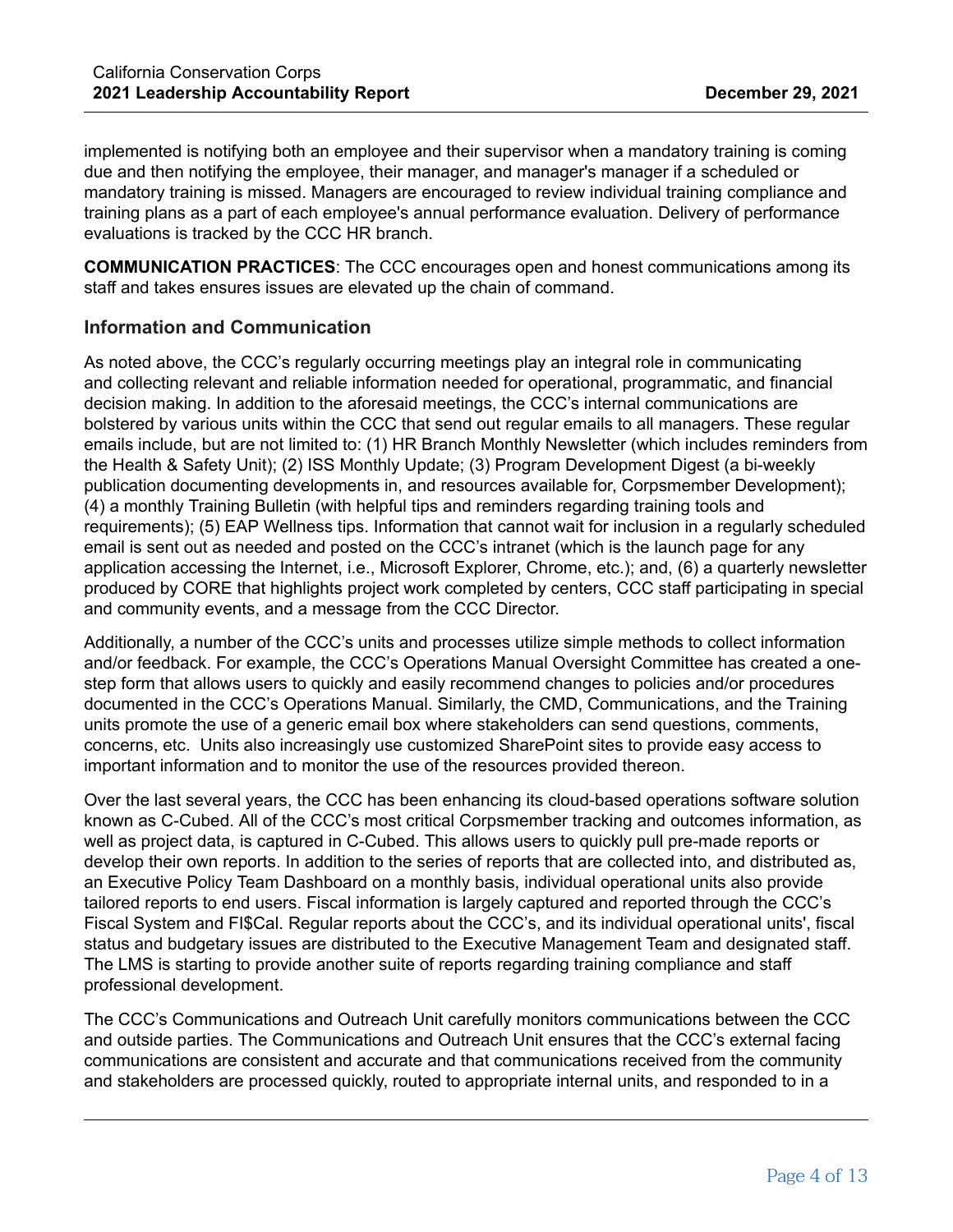implemented is notifying both an employee and their supervisor when a mandatory training is coming due and then notifying the employee, their manager, and manager's manager if a scheduled or mandatory training is missed. Managers are encouraged to review individual training compliance and training plans as a part of each employee's annual performance evaluation. Delivery of performance evaluations is tracked by the CCC HR branch.

**COMMUNICATION PRACTICES**: The CCC encourages open and honest communications among its staff and takes ensures issues are elevated up the chain of command.

### Information and Communication

As noted above, the CCC's regularly occurring meetings play an integral role in communicating and collecting relevant and reliable information needed for operational, programmatic, and financial decision making. In addition to the aforesaid meetings, the CCC's internal communications are bolstered by various units within the CCC that send out regular emails to all managers. These regular emails include, but are not limited to: (1) HR Branch Monthly Newsletter (which includes reminders from the Health & Safety Unit); (2) ISS Monthly Update; (3) Program Development Digest (a bi-weekly publication documenting developments in, and resources available for, Corpsmember Development); (4) a monthly Training Bulletin (with helpful tips and reminders regarding training tools and requirements); (5) EAP Wellness tips. Information that cannot wait for inclusion in a regularly scheduled email is sent out as needed and posted on the CCC's intranet (which is the launch page for any application accessing the Internet, i.e., Microsoft Explorer, Chrome, etc.); and, (6) a quarterly newsletter produced by CORE that highlights project work completed by centers, CCC staff participating in special and community events, and a message from the CCC Director.

Additionally, a number of the CCC's units and processes utilize simple methods to collect information and/or feedback. For example, the CCC's Operations Manual Oversight Committee has created a one-step form that allows users to quickly and easily recommend changes to policies and/or procedures documented in the CCC's Operations Manual. Similarly, the CMD, Communications, and the Training units promote the use of a generic email box where stakeholders can send questions, comments, concerns, etc. Units also increasingly use customized SharePoint sites to provide easy access to important information and to monitor the use of the resources provided thereon.

Over the last several years, the CCC has been enhancing its cloud-based operations software solution known as C-Cubed. All of the CCC's most critical Corpsmember tracking and outcomes information, as well as project data, is captured in C-Cubed. This allows users to quickly pull pre-made reports or develop their own reports. In addition to the series of reports that are collected into, and distributed as, an Executive Policy Team Dashboard on a monthly basis, individual operational units also provide tailored reports to end users. Fiscal information is largely captured and reported through the CCC's Fiscal System and FI$Cal. Regular reports about the CCC's, and its individual operational units', fiscal status and budgetary issues are distributed to the Executive Management Team and designated staff. The LMS is starting to provide another suite of reports regarding training compliance and staff professional development.

The CCC's Communications and Outreach Unit carefully monitors communications between the CCC and outside parties. The Communications and Outreach Unit ensures that the CCC's external facing communications are consistent and accurate and that communications received from the community and stakeholders are processed quickly, routed to appropriate internal units, and responded to in a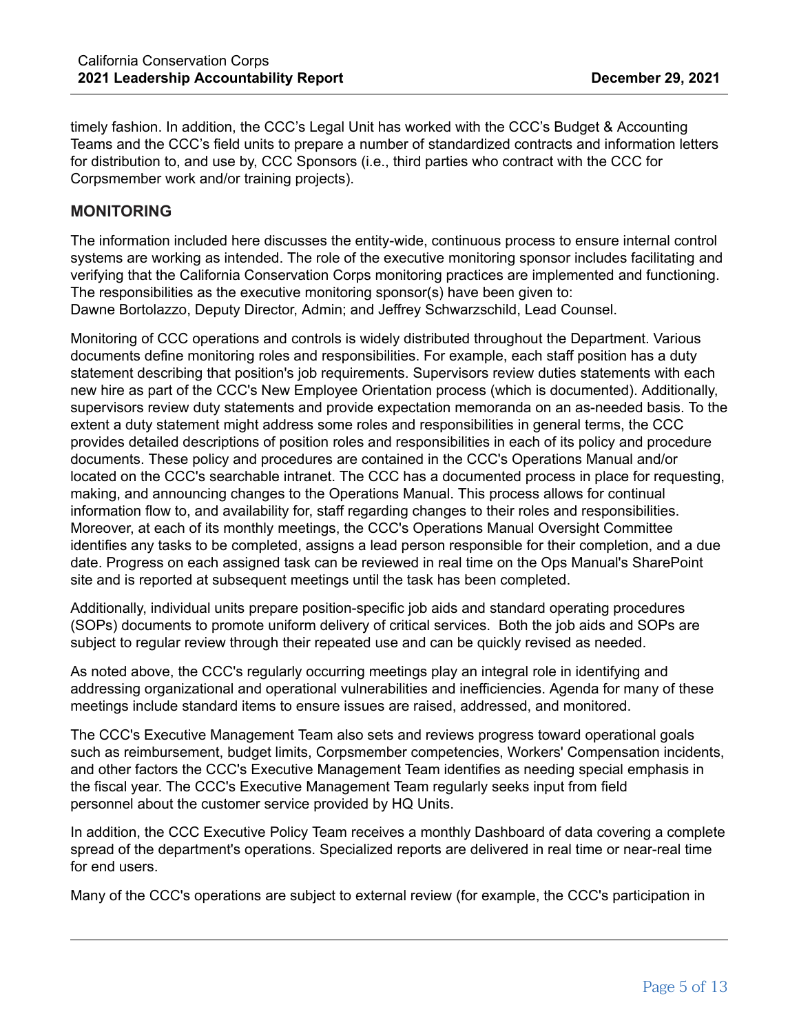timely fashion. In addition, the CCC's Legal Unit has worked with the CCC's Budget & Accounting Teams and the CCC's field units to prepare a number of standardized contracts and information letters for distribution to, and use by, CCC Sponsors (i.e., third parties who contract with the CCC for Corpsmember work and/or training projects).

## MONITORING

The information included here discusses the entity-wide, continuous process to ensure internal control systems are working as intended. The role of the executive monitoring sponsor includes facilitating and verifying that the California Conservation Corps monitoring practices are implemented and functioning. The responsibilities as the executive monitoring sponsor(s) have been given to:
Dawne Bortolazzo, Deputy Director, Admin; and Jeffrey Schwarzschild, Lead Counsel.

Monitoring of CCC operations and controls is widely distributed throughout the Department. Various documents define monitoring roles and responsibilities. For example, each staff position has a duty statement describing that position's job requirements. Supervisors review duties statements with each new hire as part of the CCC's New Employee Orientation process (which is documented). Additionally, supervisors review duty statements and provide expectation memoranda on an as-needed basis. To the extent a duty statement might address some roles and responsibilities in general terms, the CCC provides detailed descriptions of position roles and responsibilities in each of its policy and procedure documents. These policy and procedures are contained in the CCC's Operations Manual and/or located on the CCC's searchable intranet. The CCC has a documented process in place for requesting, making, and announcing changes to the Operations Manual. This process allows for continual information flow to, and availability for, staff regarding changes to their roles and responsibilities. Moreover, at each of its monthly meetings, the CCC's Operations Manual Oversight Committee identifies any tasks to be completed, assigns a lead person responsible for their completion, and a due date. Progress on each assigned task can be reviewed in real time on the Ops Manual's SharePoint site and is reported at subsequent meetings until the task has been completed.

Additionally, individual units prepare position-specific job aids and standard operating procedures (SOPs) documents to promote uniform delivery of critical services. Both the job aids and SOPs are subject to regular review through their repeated use and can be quickly revised as needed.

As noted above, the CCC's regularly occurring meetings play an integral role in identifying and addressing organizational and operational vulnerabilities and inefficiencies. Agenda for many of these meetings include standard items to ensure issues are raised, addressed, and monitored.

The CCC's Executive Management Team also sets and reviews progress toward operational goals such as reimbursement, budget limits, Corpsmember competencies, Workers' Compensation incidents, and other factors the CCC's Executive Management Team identifies as needing special emphasis in the fiscal year. The CCC's Executive Management Team regularly seeks input from field personnel about the customer service provided by HQ Units.

In addition, the CCC Executive Policy Team receives a monthly Dashboard of data covering a complete spread of the department's operations. Specialized reports are delivered in real time or near-real time for end users.

Many of the CCC's operations are subject to external review (for example, the CCC's participation in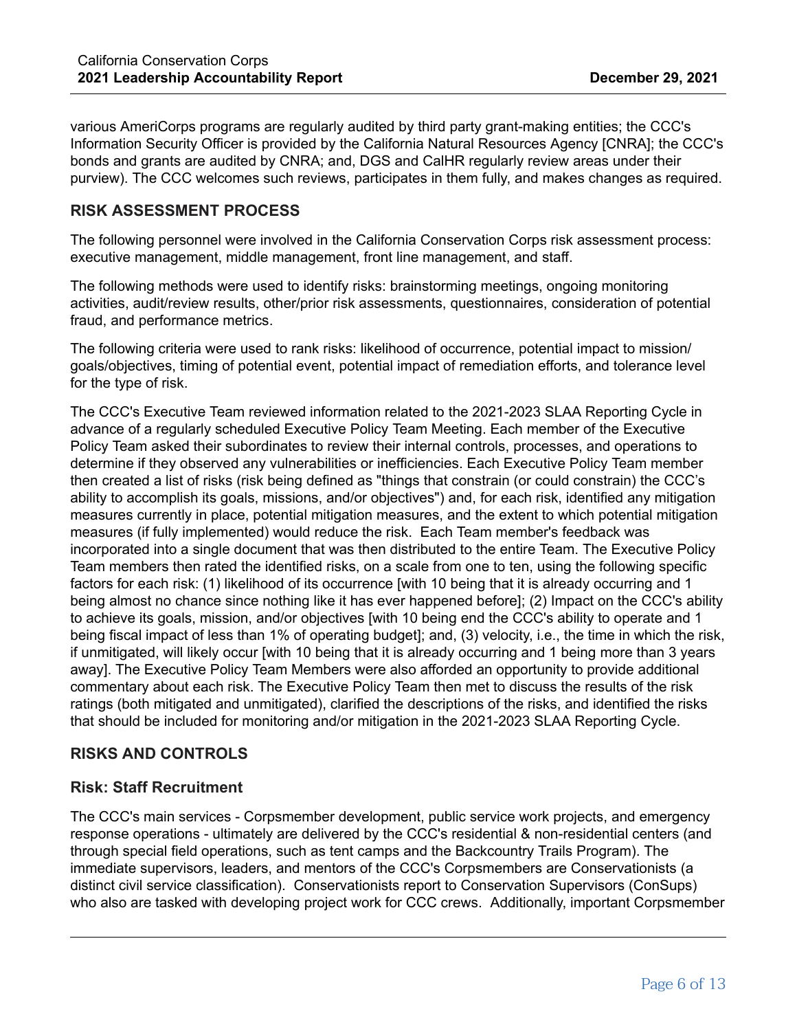various AmeriCorps programs are regularly audited by third party grant-making entities; the CCC's Information Security Officer is provided by the California Natural Resources Agency [CNRA]; the CCC's bonds and grants are audited by CNRA; and, DGS and CalHR regularly review areas under their purview). The CCC welcomes such reviews, participates in them fully, and makes changes as required.

## RISK ASSESSMENT PROCESS

The following personnel were involved in the California Conservation Corps risk assessment process: executive management, middle management, front line management, and staff.

The following methods were used to identify risks: brainstorming meetings, ongoing monitoring activities, audit/review results, other/prior risk assessments, questionnaires, consideration of potential fraud, and performance metrics.

The following criteria were used to rank risks: likelihood of occurrence, potential impact to mission/goals/objectives, timing of potential event, potential impact of remediation efforts, and tolerance level for the type of risk.

The CCC's Executive Team reviewed information related to the 2021-2023 SLAA Reporting Cycle in advance of a regularly scheduled Executive Policy Team Meeting. Each member of the Executive Policy Team asked their subordinates to review their internal controls, processes, and operations to determine if they observed any vulnerabilities or inefficiencies. Each Executive Policy Team member then created a list of risks (risk being defined as "things that constrain (or could constrain) the CCC's ability to accomplish its goals, missions, and/or objectives") and, for each risk, identified any mitigation measures currently in place, potential mitigation measures, and the extent to which potential mitigation measures (if fully implemented) would reduce the risk. Each Team member's feedback was incorporated into a single document that was then distributed to the entire Team. The Executive Policy Team members then rated the identified risks, on a scale from one to ten, using the following specific factors for each risk: (1) likelihood of its occurrence [with 10 being that it is already occurring and 1 being almost no chance since nothing like it has ever happened before]; (2) Impact on the CCC's ability to achieve its goals, mission, and/or objectives [with 10 being end the CCC's ability to operate and 1 being fiscal impact of less than 1% of operating budget]; and, (3) velocity, i.e., the time in which the risk, if unmitigated, will likely occur [with 10 being that it is already occurring and 1 being more than 3 years away]. The Executive Policy Team Members were also afforded an opportunity to provide additional commentary about each risk. The Executive Policy Team then met to discuss the results of the risk ratings (both mitigated and unmitigated), clarified the descriptions of the risks, and identified the risks that should be included for monitoring and/or mitigation in the 2021-2023 SLAA Reporting Cycle.

## RISKS AND CONTROLS

### Risk: Staff Recruitment

The CCC's main services - Corpsmember development, public service work projects, and emergency response operations - ultimately are delivered by the CCC's residential & non-residential centers (and through special field operations, such as tent camps and the Backcountry Trails Program). The immediate supervisors, leaders, and mentors of the CCC's Corpsmembers are Conservationists (a distinct civil service classification). Conservationists report to Conservation Supervisors (ConSups) who also are tasked with developing project work for CCC crews. Additionally, important Corpsmember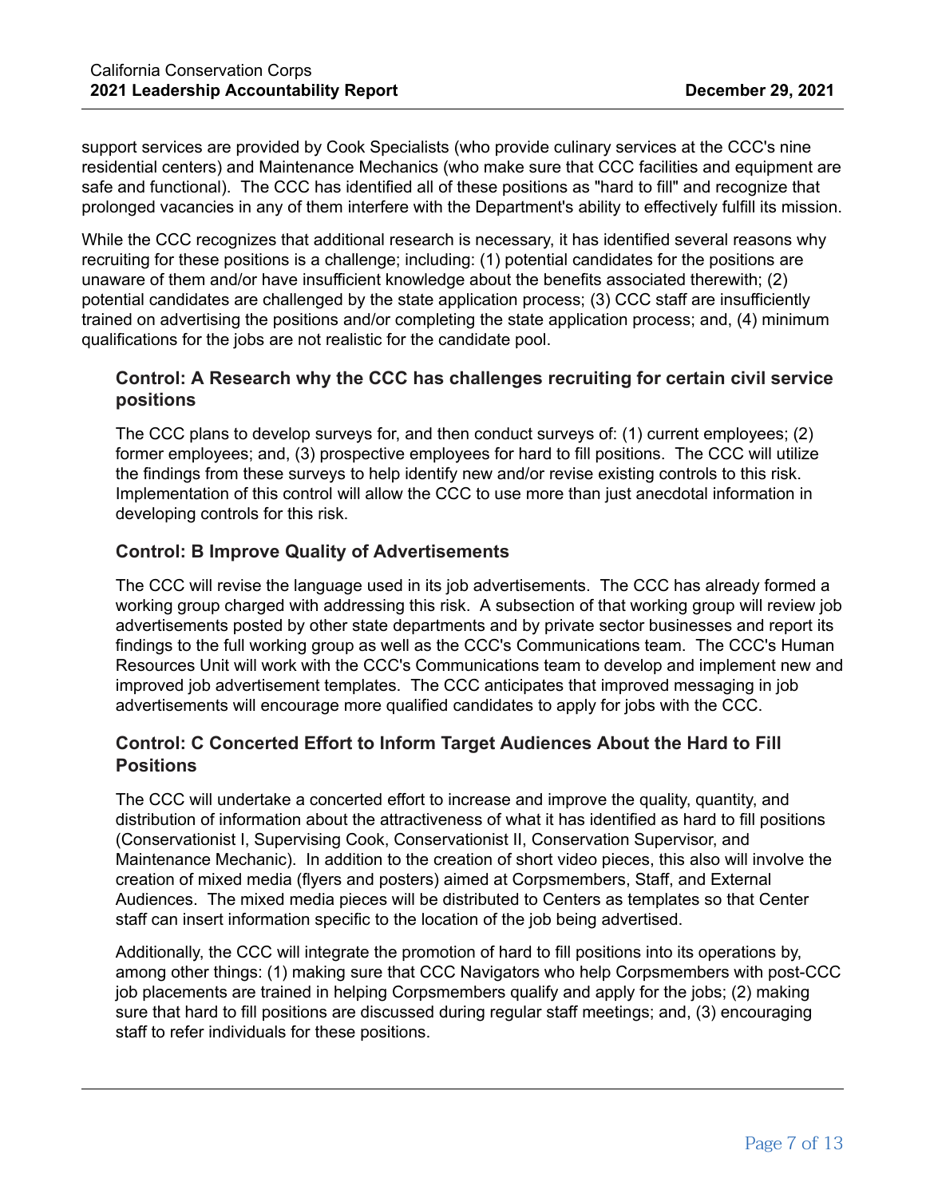support services are provided by Cook Specialists (who provide culinary services at the CCC's nine residential centers) and Maintenance Mechanics (who make sure that CCC facilities and equipment are safe and functional). The CCC has identified all of these positions as "hard to fill" and recognize that prolonged vacancies in any of them interfere with the Department's ability to effectively fulfill its mission.

While the CCC recognizes that additional research is necessary, it has identified several reasons why recruiting for these positions is a challenge; including: (1) potential candidates for the positions are unaware of them and/or have insufficient knowledge about the benefits associated therewith; (2) potential candidates are challenged by the state application process; (3) CCC staff are insufficiently trained on advertising the positions and/or completing the state application process; and, (4) minimum qualifications for the jobs are not realistic for the candidate pool.

### Control: A Research why the CCC has challenges recruiting for certain civil service positions

The CCC plans to develop surveys for, and then conduct surveys of: (1) current employees; (2) former employees; and, (3) prospective employees for hard to fill positions. The CCC will utilize the findings from these surveys to help identify new and/or revise existing controls to this risk. Implementation of this control will allow the CCC to use more than just anecdotal information in developing controls for this risk.

### Control: B Improve Quality of Advertisements

The CCC will revise the language used in its job advertisements. The CCC has already formed a working group charged with addressing this risk. A subsection of that working group will review job advertisements posted by other state departments and by private sector businesses and report its findings to the full working group as well as the CCC's Communications team. The CCC's Human Resources Unit will work with the CCC's Communications team to develop and implement new and improved job advertisement templates. The CCC anticipates that improved messaging in job advertisements will encourage more qualified candidates to apply for jobs with the CCC.

### Control: C Concerted Effort to Inform Target Audiences About the Hard to Fill Positions

The CCC will undertake a concerted effort to increase and improve the quality, quantity, and distribution of information about the attractiveness of what it has identified as hard to fill positions (Conservationist I, Supervising Cook, Conservationist II, Conservation Supervisor, and Maintenance Mechanic). In addition to the creation of short video pieces, this also will involve the creation of mixed media (flyers and posters) aimed at Corpsmembers, Staff, and External Audiences. The mixed media pieces will be distributed to Centers as templates so that Center staff can insert information specific to the location of the job being advertised.

Additionally, the CCC will integrate the promotion of hard to fill positions into its operations by, among other things: (1) making sure that CCC Navigators who help Corpsmembers with post-CCC job placements are trained in helping Corpsmembers qualify and apply for the jobs; (2) making sure that hard to fill positions are discussed during regular staff meetings; and, (3) encouraging staff to refer individuals for these positions.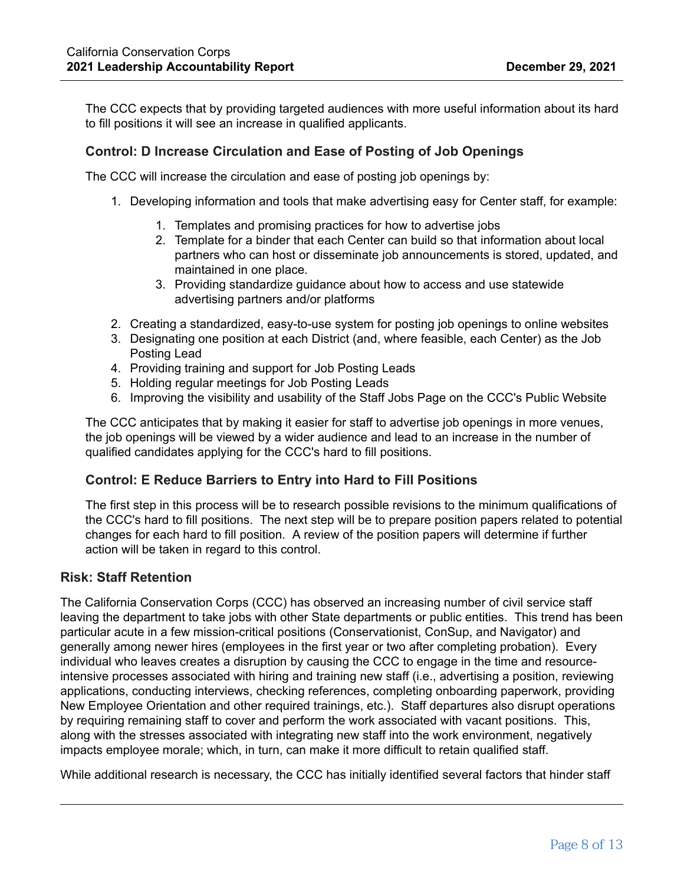The CCC expects that by providing targeted audiences with more useful information about its hard to fill positions it will see an increase in qualified applicants.

### Control: D Increase Circulation and Ease of Posting of Job Openings

The CCC will increase the circulation and ease of posting job openings by:

1. Developing information and tools that make advertising easy for Center staff, for example:
    1. Templates and promising practices for how to advertise jobs
    2. Template for a binder that each Center can build so that information about local partners who can host or disseminate job announcements is stored, updated, and maintained in one place.
    3. Providing standardize guidance about how to access and use statewide advertising partners and/or platforms
2. Creating a standardized, easy-to-use system for posting job openings to online websites
3. Designating one position at each District (and, where feasible, each Center) as the Job Posting Lead
4. Providing training and support for Job Posting Leads
5. Holding regular meetings for Job Posting Leads
6. Improving the visibility and usability of the Staff Jobs Page on the CCC's Public Website

The CCC anticipates that by making it easier for staff to advertise job openings in more venues, the job openings will be viewed by a wider audience and lead to an increase in the number of qualified candidates applying for the CCC's hard to fill positions.

### Control: E Reduce Barriers to Entry into Hard to Fill Positions

The first step in this process will be to research possible revisions to the minimum qualifications of the CCC's hard to fill positions. The next step will be to prepare position papers related to potential changes for each hard to fill position. A review of the position papers will determine if further action will be taken in regard to this control.

## Risk: Staff Retention

The California Conservation Corps (CCC) has observed an increasing number of civil service staff leaving the department to take jobs with other State departments or public entities. This trend has been particular acute in a few mission-critical positions (Conservationist, ConSup, and Navigator) and generally among newer hires (employees in the first year or two after completing probation). Every individual who leaves creates a disruption by causing the CCC to engage in the time and resource-intensive processes associated with hiring and training new staff (i.e., advertising a position, reviewing applications, conducting interviews, checking references, completing onboarding paperwork, providing New Employee Orientation and other required trainings, etc.). Staff departures also disrupt operations by requiring remaining staff to cover and perform the work associated with vacant positions. This, along with the stresses associated with integrating new staff into the work environment, negatively impacts employee morale; which, in turn, can make it more difficult to retain qualified staff.

While additional research is necessary, the CCC has initially identified several factors that hinder staff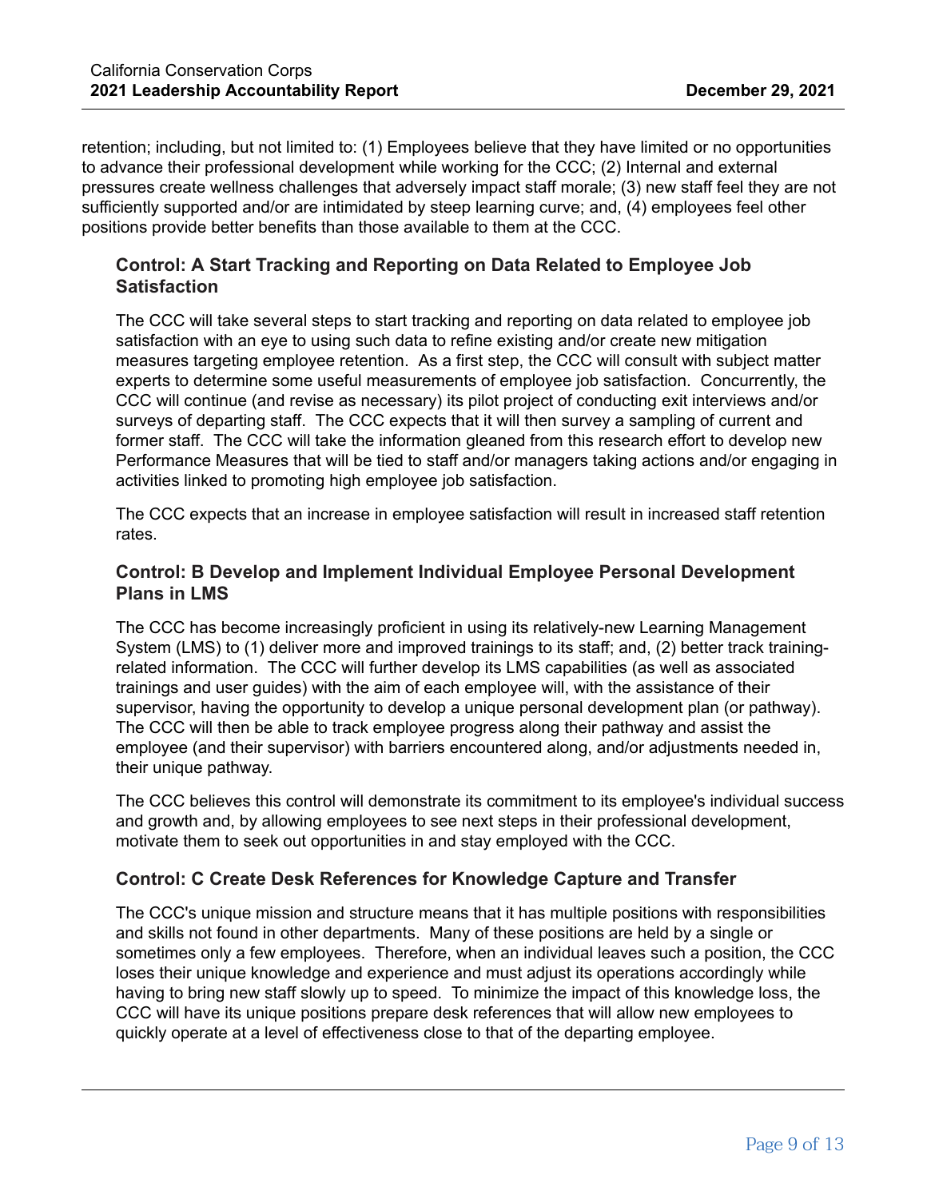retention; including, but not limited to: (1) Employees believe that they have limited or no opportunities to advance their professional development while working for the CCC; (2) Internal and external pressures create wellness challenges that adversely impact staff morale; (3) new staff feel they are not sufficiently supported and/or are intimidated by steep learning curve; and, (4) employees feel other positions provide better benefits than those available to them at the CCC.

### Control: A Start Tracking and Reporting on Data Related to Employee Job Satisfaction

The CCC will take several steps to start tracking and reporting on data related to employee job satisfaction with an eye to using such data to refine existing and/or create new mitigation measures targeting employee retention. As a first step, the CCC will consult with subject matter experts to determine some useful measurements of employee job satisfaction. Concurrently, the CCC will continue (and revise as necessary) its pilot project of conducting exit interviews and/or surveys of departing staff. The CCC expects that it will then survey a sampling of current and former staff. The CCC will take the information gleaned from this research effort to develop new Performance Measures that will be tied to staff and/or managers taking actions and/or engaging in activities linked to promoting high employee job satisfaction.

The CCC expects that an increase in employee satisfaction will result in increased staff retention rates.

### Control: B Develop and Implement Individual Employee Personal Development Plans in LMS

The CCC has become increasingly proficient in using its relatively-new Learning Management System (LMS) to (1) deliver more and improved trainings to its staff; and, (2) better track training-related information. The CCC will further develop its LMS capabilities (as well as associated trainings and user guides) with the aim of each employee will, with the assistance of their supervisor, having the opportunity to develop a unique personal development plan (or pathway). The CCC will then be able to track employee progress along their pathway and assist the employee (and their supervisor) with barriers encountered along, and/or adjustments needed in, their unique pathway.

The CCC believes this control will demonstrate its commitment to its employee's individual success and growth and, by allowing employees to see next steps in their professional development, motivate them to seek out opportunities in and stay employed with the CCC.

### Control: C Create Desk References for Knowledge Capture and Transfer

The CCC's unique mission and structure means that it has multiple positions with responsibilities and skills not found in other departments. Many of these positions are held by a single or sometimes only a few employees. Therefore, when an individual leaves such a position, the CCC loses their unique knowledge and experience and must adjust its operations accordingly while having to bring new staff slowly up to speed. To minimize the impact of this knowledge loss, the CCC will have its unique positions prepare desk references that will allow new employees to quickly operate at a level of effectiveness close to that of the departing employee.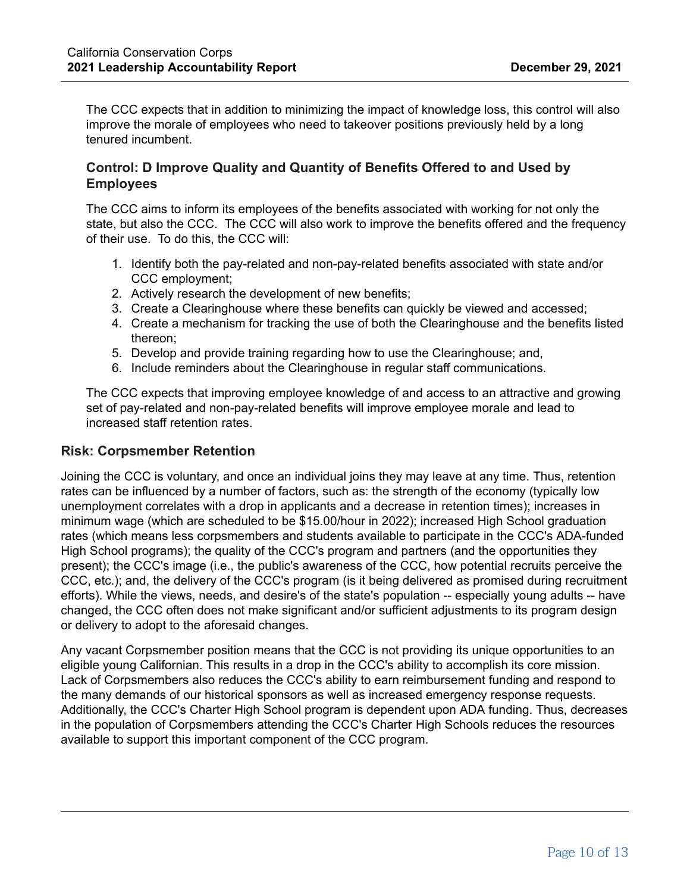The CCC expects that in addition to minimizing the impact of knowledge loss, this control will also improve the morale of employees who need to takeover positions previously held by a long tenured incumbent.

### Control: D Improve Quality and Quantity of Benefits Offered to and Used by Employees

The CCC aims to inform its employees of the benefits associated with working for not only the state, but also the CCC. The CCC will also work to improve the benefits offered and the frequency of their use. To do this, the CCC will:

1. Identify both the pay-related and non-pay-related benefits associated with state and/or CCC employment;
2. Actively research the development of new benefits;
3. Create a Clearinghouse where these benefits can quickly be viewed and accessed;
4. Create a mechanism for tracking the use of both the Clearinghouse and the benefits listed thereon;
5. Develop and provide training regarding how to use the Clearinghouse; and,
6. Include reminders about the Clearinghouse in regular staff communications.

The CCC expects that improving employee knowledge of and access to an attractive and growing set of pay-related and non-pay-related benefits will improve employee morale and lead to increased staff retention rates.

## Risk: Corpsmember Retention

Joining the CCC is voluntary, and once an individual joins they may leave at any time. Thus, retention rates can be influenced by a number of factors, such as: the strength of the economy (typically low unemployment correlates with a drop in applicants and a decrease in retention times); increases in minimum wage (which are scheduled to be $15.00/hour in 2022); increased High School graduation rates (which means less corpsmembers and students available to participate in the CCC's ADA-funded High School programs); the quality of the CCC's program and partners (and the opportunities they present); the CCC's image (i.e., the public's awareness of the CCC, how potential recruits perceive the CCC, etc.); and, the delivery of the CCC's program (is it being delivered as promised during recruitment efforts). While the views, needs, and desire's of the state's population -- especially young adults -- have changed, the CCC often does not make significant and/or sufficient adjustments to its program design or delivery to adopt to the aforesaid changes.

Any vacant Corpsmember position means that the CCC is not providing its unique opportunities to an eligible young Californian. This results in a drop in the CCC's ability to accomplish its core mission. Lack of Corpsmembers also reduces the CCC's ability to earn reimbursement funding and respond to the many demands of our historical sponsors as well as increased emergency response requests. Additionally, the CCC's Charter High School program is dependent upon ADA funding. Thus, decreases in the population of Corpsmembers attending the CCC's Charter High Schools reduces the resources available to support this important component of the CCC program.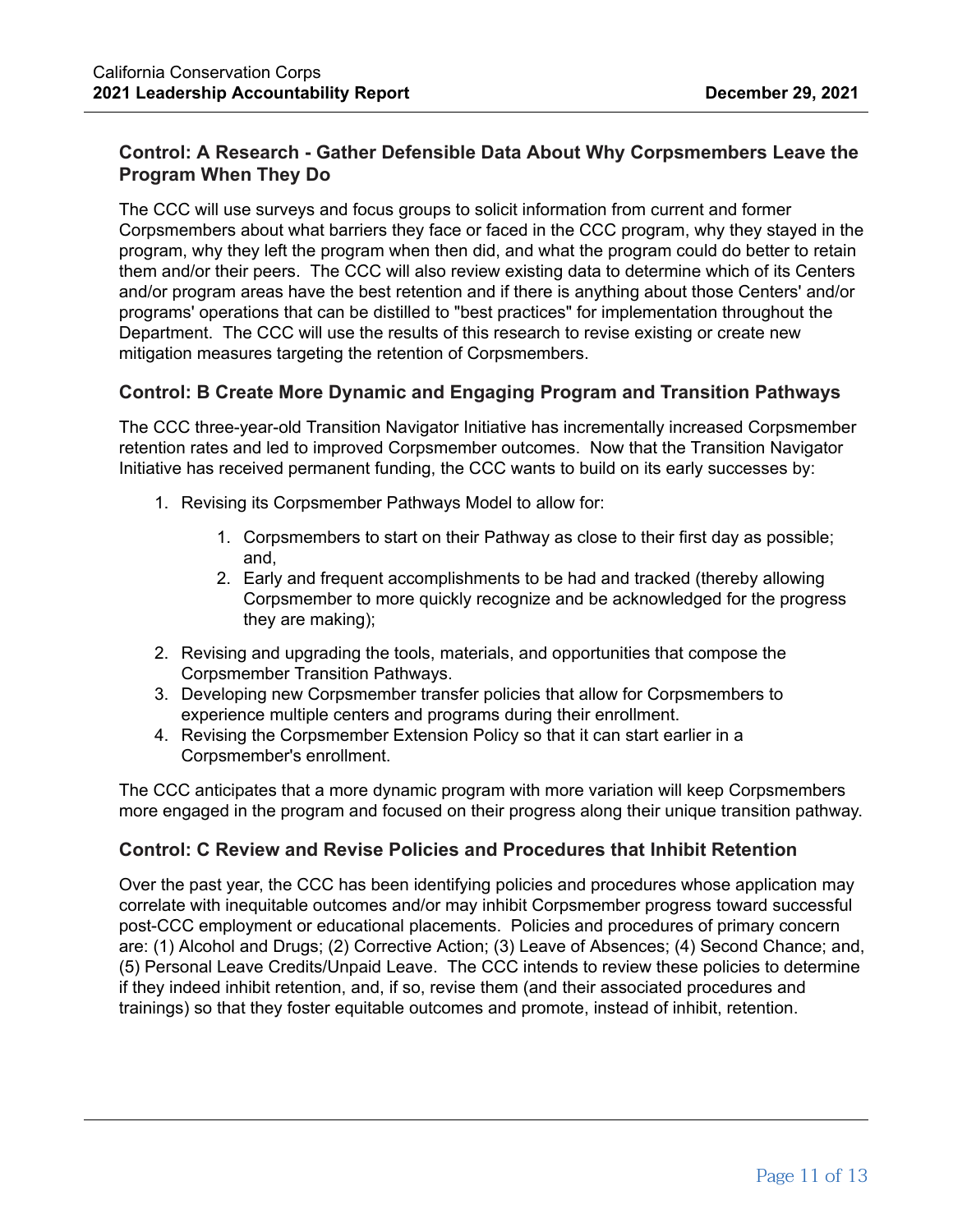### Control: A Research - Gather Defensible Data About Why Corpsmembers Leave the Program When They Do

The CCC will use surveys and focus groups to solicit information from current and former Corpsmembers about what barriers they face or faced in the CCC program, why they stayed in the program, why they left the program when then did, and what the program could do better to retain them and/or their peers. The CCC will also review existing data to determine which of its Centers and/or program areas have the best retention and if there is anything about those Centers' and/or programs' operations that can be distilled to "best practices" for implementation throughout the Department. The CCC will use the results of this research to revise existing or create new mitigation measures targeting the retention of Corpsmembers.

### Control: B Create More Dynamic and Engaging Program and Transition Pathways

The CCC three-year-old Transition Navigator Initiative has incrementally increased Corpsmember retention rates and led to improved Corpsmember outcomes. Now that the Transition Navigator Initiative has received permanent funding, the CCC wants to build on its early successes by:

1. Revising its Corpsmember Pathways Model to allow for:
    1. Corpsmembers to start on their Pathway as close to their first day as possible; and,
    2. Early and frequent accomplishments to be had and tracked (thereby allowing Corpsmember to more quickly recognize and be acknowledged for the progress they are making);
2. Revising and upgrading the tools, materials, and opportunities that compose the Corpsmember Transition Pathways.
3. Developing new Corpsmember transfer policies that allow for Corpsmembers to experience multiple centers and programs during their enrollment.
4. Revising the Corpsmember Extension Policy so that it can start earlier in a Corpsmember's enrollment.

The CCC anticipates that a more dynamic program with more variation will keep Corpsmembers more engaged in the program and focused on their progress along their unique transition pathway.

### Control: C Review and Revise Policies and Procedures that Inhibit Retention

Over the past year, the CCC has been identifying policies and procedures whose application may correlate with inequitable outcomes and/or may inhibit Corpsmember progress toward successful post-CCC employment or educational placements. Policies and procedures of primary concern are: (1) Alcohol and Drugs; (2) Corrective Action; (3) Leave of Absences; (4) Second Chance; and, (5) Personal Leave Credits/Unpaid Leave. The CCC intends to review these policies to determine if they indeed inhibit retention, and, if so, revise them (and their associated procedures and trainings) so that they foster equitable outcomes and promote, instead of inhibit, retention.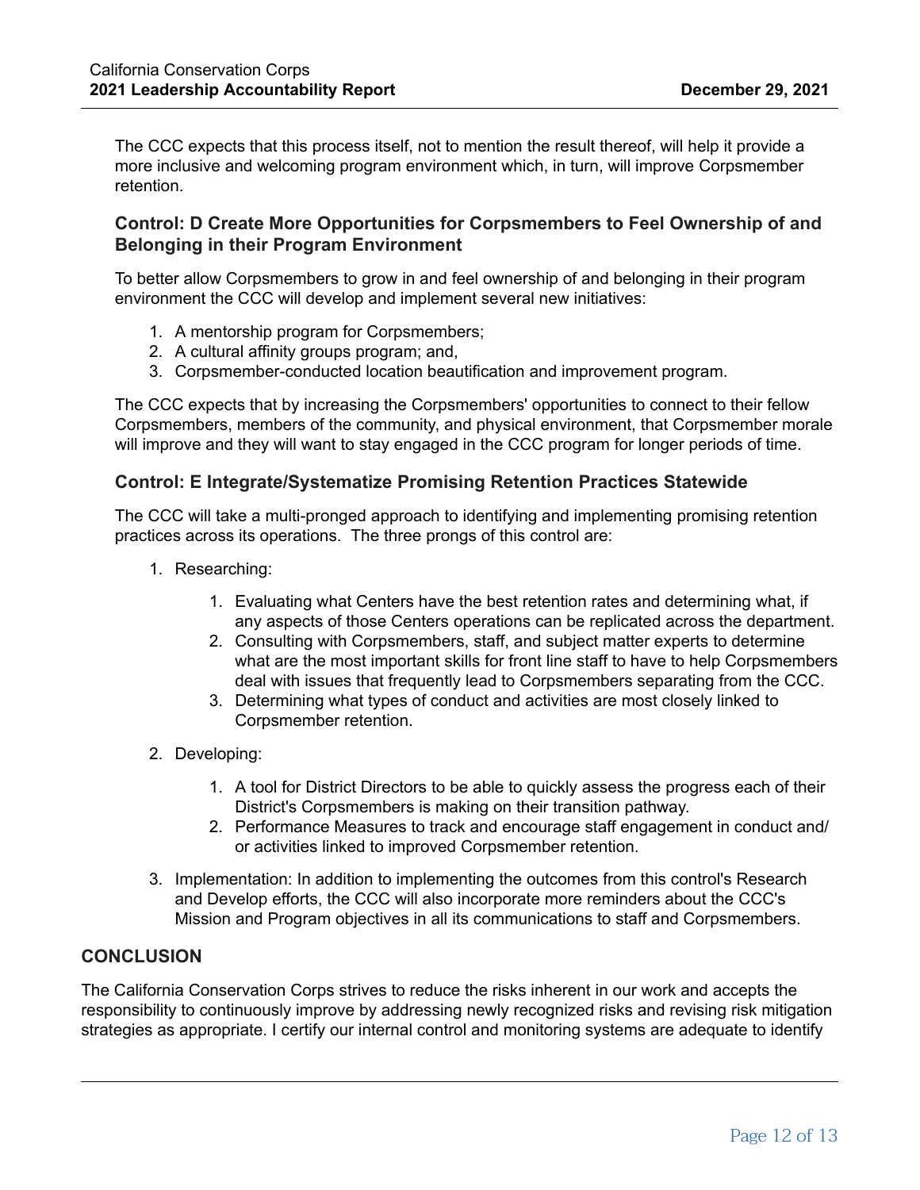The CCC expects that this process itself, not to mention the result thereof, will help it provide a more inclusive and welcoming program environment which, in turn, will improve Corpsmember retention.

### Control: D Create More Opportunities for Corpsmembers to Feel Ownership of and Belonging in their Program Environment

To better allow Corpsmembers to grow in and feel ownership of and belonging in their program environment the CCC will develop and implement several new initiatives:

1. A mentorship program for Corpsmembers;
2. A cultural affinity groups program; and,
3. Corpsmember-conducted location beautification and improvement program.

The CCC expects that by increasing the Corpsmembers' opportunities to connect to their fellow Corpsmembers, members of the community, and physical environment, that Corpsmember morale will improve and they will want to stay engaged in the CCC program for longer periods of time.

### Control: E Integrate/Systematize Promising Retention Practices Statewide

The CCC will take a multi-pronged approach to identifying and implementing promising retention practices across its operations. The three prongs of this control are:

1. Researching:
    1. Evaluating what Centers have the best retention rates and determining what, if any aspects of those Centers operations can be replicated across the department.
    2. Consulting with Corpsmembers, staff, and subject matter experts to determine what are the most important skills for front line staff to have to help Corpsmembers deal with issues that frequently lead to Corpsmembers separating from the CCC.
    3. Determining what types of conduct and activities are most closely linked to Corpsmember retention.
2. Developing:
    1. A tool for District Directors to be able to quickly assess the progress each of their District's Corpsmembers is making on their transition pathway.
    2. Performance Measures to track and encourage staff engagement in conduct and/or activities linked to improved Corpsmember retention.
3. Implementation: In addition to implementing the outcomes from this control's Research and Develop efforts, the CCC will also incorporate more reminders about the CCC's Mission and Program objectives in all its communications to staff and Corpsmembers.

## CONCLUSION

The California Conservation Corps strives to reduce the risks inherent in our work and accepts the responsibility to continuously improve by addressing newly recognized risks and revising risk mitigation strategies as appropriate. I certify our internal control and monitoring systems are adequate to identify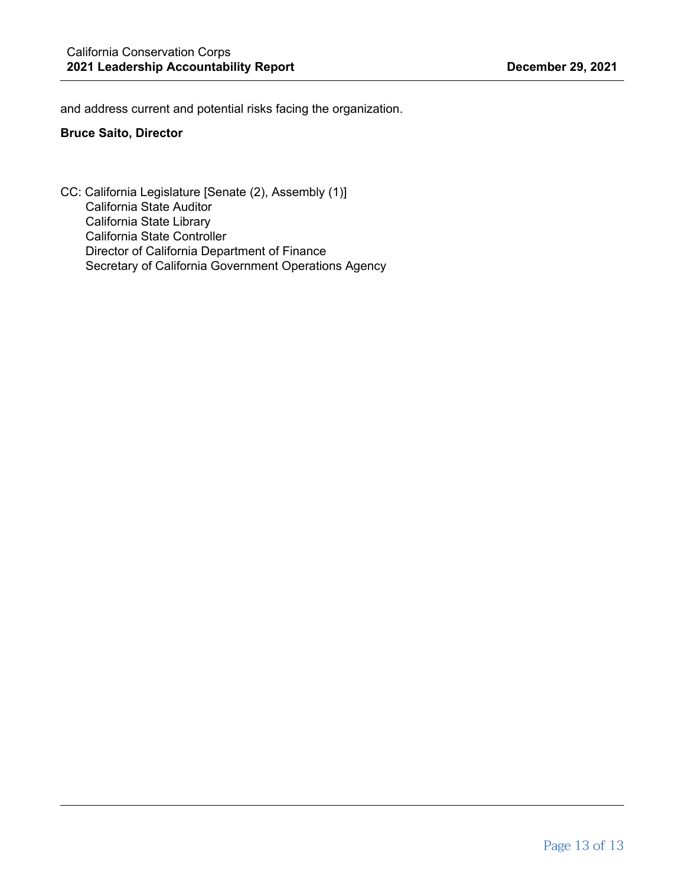and address current and potential risks facing the organization.

**Bruce Saito, Director**

CC: California Legislature [Senate (2), Assembly (1)]
California State Auditor
California State Library
California State Controller
Director of California Department of Finance
Secretary of California Government Operations Agency